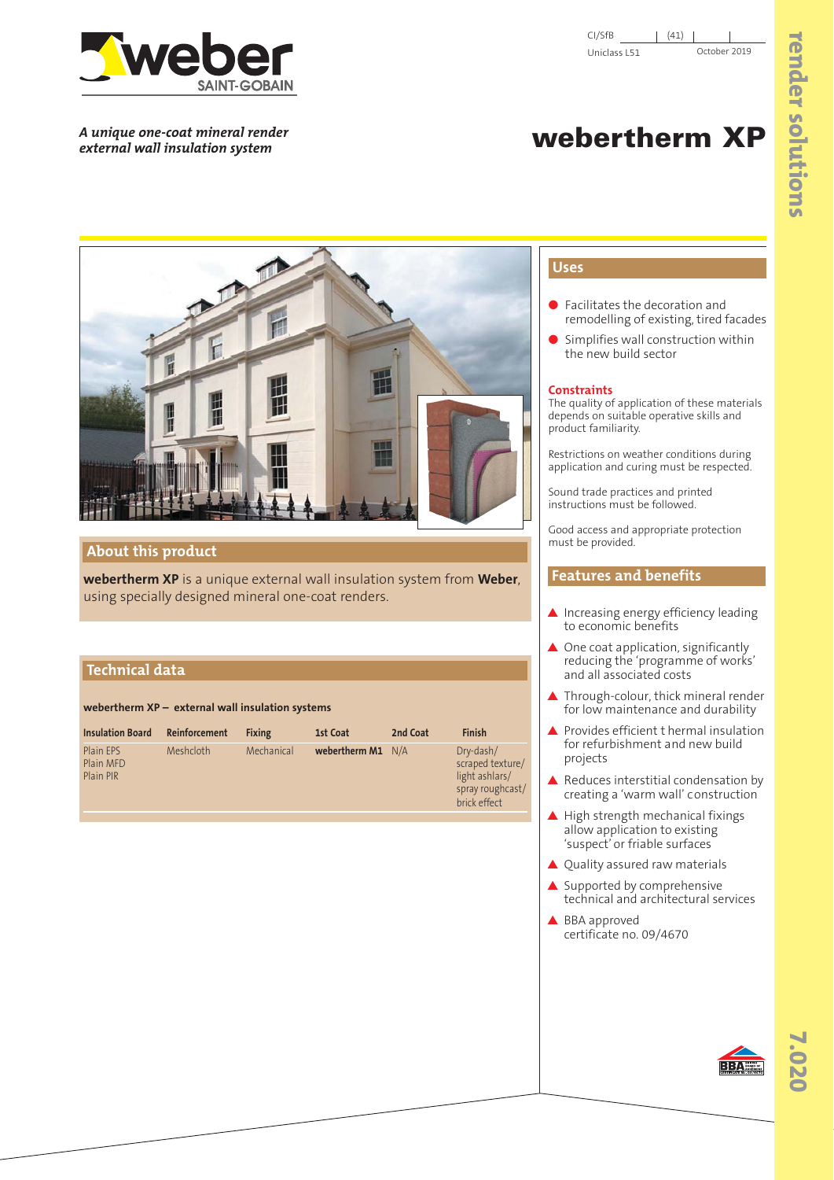CI/SfB (41)
Uniclass L51
October 2019

*A unique one-coat mineral render external wall insulation system*

# webertherm XP

## About this product

**webertherm XP** is a unique external wall insulation system from **Weber**, using specially designed mineral one-coat renders.

## Technical data

**webertherm XP – external wall insulation systems**

| Insulation Board | Reinforcement | Fixing | 1st Coat | 2nd Coat | Finish |
|---|---|---|---|---|---|
| Plain EPS<br>Plain MFD<br>Plain PIR | Meshcloth | Mechanical | **webertherm M1** | N/A | Dry-dash/ scraped texture/ light ashlars/ spray roughcast/ brick effect |

## Uses

- Facilitates the decoration and remodelling of existing, tired facades
- Simplifies wall construction within the new build sector

### Constraints

The quality of application of these materials depends on suitable operative skills and product familiarity.

Restrictions on weather conditions during application and curing must be respected.

Sound trade practices and printed instructions must be followed.

Good access and appropriate protection must be provided.

## Features and benefits

- Increasing energy efficiency leading to economic benefits
- One coat application, significantly reducing the 'programme of works' and all associated costs
- Through-colour, thick mineral render for low maintenance and durability
- Provides efficient thermal insulation for refurbishment and new build projects
- Reduces interstitial condensation by creating a 'warm wall' construction
- High strength mechanical fixings allow application to existing 'suspect' or friable surfaces
- Quality assured raw materials
- Supported by comprehensive technical and architectural services
- BBA approved certificate no. 09/4670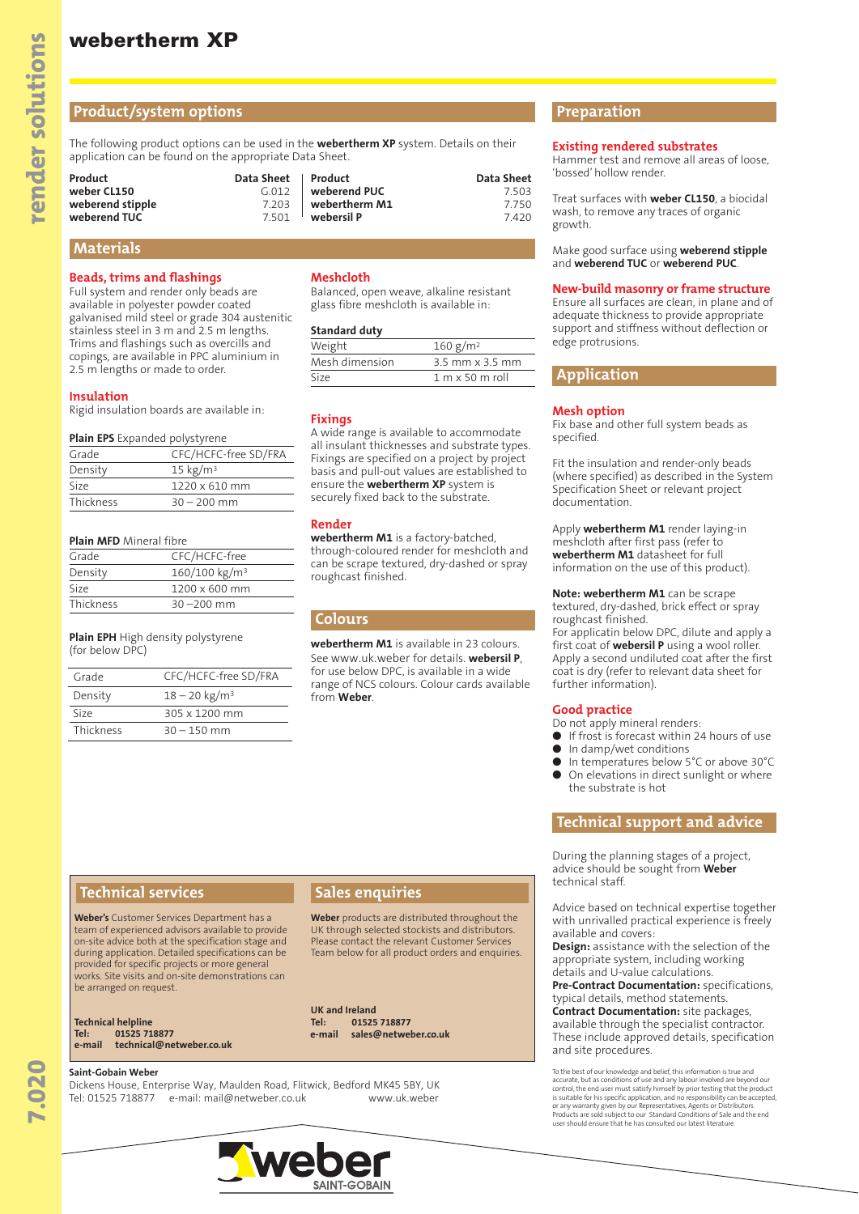# webertherm XP

## Product/system options

The following product options can be used in the **webertherm XP** system. Details on their application can be found on the appropriate Data Sheet.

| Product | Data Sheet | Product | Data Sheet |
|---|---|---|---|
| **weber CL150** | G.012 | **weberend PUC** | 7.503 |
| **weberend stipple** | 7.203 | **webertherm M1** | 7.750 |
| **weberend TUC** | 7.501 | **webersil P** | 7.420 |

## Materials

### Beads, trims and flashings

Full system and render only beads are available in polyester powder coated galvanised mild steel or grade 304 austenitic stainless steel in 3 m and 2.5 m lengths. Trims and flashings such as overcills and copings, are available in PPC aluminium in 2.5 m lengths or made to order.

### Insulation

Rigid insulation boards are available in:

**Plain EPS** Expanded polystyrene

| | |
|---|---|
| Grade | CFC/HCFC-free SD/FRA |
| Density | 15 kg/m³ |
| Size | 1220 x 610 mm |
| Thickness | 30 – 200 mm |

**Plain MFD** Mineral fibre

| | |
|---|---|
| Grade | CFC/HCFC-free |
| Density | 160/100 kg/m³ |
| Size | 1200 x 600 mm |
| Thickness | 30 –200 mm |

**Plain EPH** High density polystyrene (for below DPC)

| | |
|---|---|
| Grade | CFC/HCFC-free SD/FRA |
| Density | 18 – 20 kg/m³ |
| Size | 305 x 1200 mm |
| Thickness | 30 – 150 mm |

### Meshcloth

Balanced, open weave, alkaline resistant glass fibre meshcloth is available in:

**Standard duty**

| | |
|---|---|
| Weight | 160 g/m² |
| Mesh dimension | 3.5 mm x 3.5 mm |
| Size | 1 m x 50 m roll |

### Fixings

A wide range is available to accommodate all insulant thicknesses and substrate types. Fixings are specified on a project by project basis and pull-out values are established to ensure the **webertherm XP** system is securely fixed back to the substrate.

### Render

**webertherm M1** is a factory-batched, through-coloured render for meshcloth and can be scrape textured, dry-dashed or spray roughcast finished.

## Colours

**webertherm M1** is available in 23 colours. See www.uk.weber for details. **webersil P**, for use below DPC, is available in a wide range of NCS colours. Colour cards available from **Weber**.

## Preparation

### Existing rendered substrates

Hammer test and remove all areas of loose, 'bossed' hollow render.

Treat surfaces with **weber CL150**, a biocidal wash, to remove any traces of organic growth.

Make good surface using **weberend stipple** and **weberend TUC** or **weberend PUC**.

### New-build masonry or frame structure

Ensure all surfaces are clean, in plane and of adequate thickness to provide appropriate support and stiffness without deflection or edge protrusions.

## Application

### Mesh option

Fix base and other full system beads as specified.

Fit the insulation and render-only beads (where specified) as described in the System Specification Sheet or relevant project documentation.

Apply **webertherm M1** render laying-in meshcloth after first pass (refer to **webertherm M1** datasheet for full information on the use of this product).

**Note: webertherm M1** can be scrape textured, dry-dashed, brick effect or spray roughcast finished.
For applicatin below DPC, dilute and apply a first coat of **webersil P** using a wool roller. Apply a second undiluted coat after the first coat is dry (refer to relevant data sheet for further information).

### Good practice

Do not apply mineral renders:

- If frost is forecast within 24 hours of use
- In damp/wet conditions
- In temperatures below 5°C or above 30°C
- On elevations in direct sunlight or where the substrate is hot

## Technical support and advice

During the planning stages of a project, advice should be sought from **Weber** technical staff.

Advice based on technical expertise together with unrivalled practical experience is freely available and covers:
**Design:** assistance with the selection of the appropriate system, including working details and U-value calculations.
**Pre-Contract Documentation:** specifications, typical details, method statements.
**Contract Documentation:** site packages, available through the specialist contractor. These include approved details, specification and site procedures.

## Technical services

**Weber's** Customer Services Department has a team of experienced advisors available to provide on-site advice both at the specification stage and during application. Detailed specifications can be provided for specific projects or more general works. Site visits and on-site demonstrations can be arranged on request.

**Technical helpline**
**Tel: 01525 718877**
**e-mail technical@netweber.co.uk**

## Sales enquiries

**Weber** products are distributed throughout the UK through selected stockists and distributors. Please contact the relevant Customer Services Team below for all product orders and enquiries.

**UK and Ireland**
**Tel: 01525 718877**
**e-mail sales@netweber.co.uk**

**Saint-Gobain Weber**
Dickens House, Enterprise Way, Maulden Road, Flitwick, Bedford MK45 5BY, UK
Tel: 01525 718877 e-mail: mail@netweber.co.uk www.uk.weber

To the best of our knowledge and belief, this information is true and accurate, but as conditions of use and any labour involved are beyond our control, the end user must satisfy himself by prior testing that the product is suitable for his specific application, and no responsibility can be accepted, or any warranty given by our Representatives, Agents or Distributors. Products are sold subject to our Standard Conditions of Sale and the end user should ensure that he has consulted our latest literature.

weber SAINT-GOBAIN